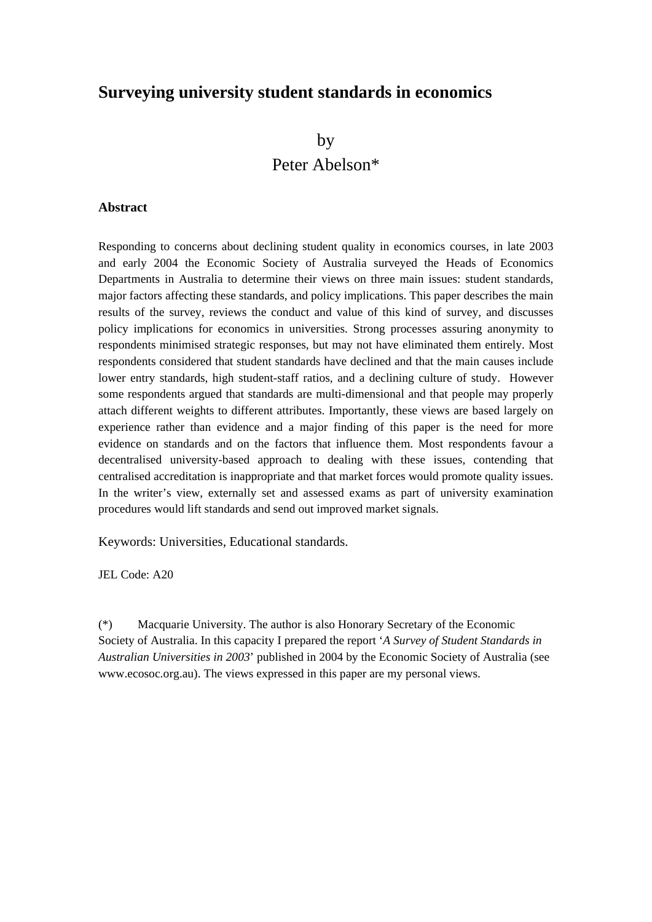# Surveying university student standards in economics

by
Peter Abelson*

## Abstract

Responding to concerns about declining student quality in economics courses, in late 2003 and early 2004 the Economic Society of Australia surveyed the Heads of Economics Departments in Australia to determine their views on three main issues: student standards, major factors affecting these standards, and policy implications. This paper describes the main results of the survey, reviews the conduct and value of this kind of survey, and discusses policy implications for economics in universities. Strong processes assuring anonymity to respondents minimised strategic responses, but may not have eliminated them entirely. Most respondents considered that student standards have declined and that the main causes include lower entry standards, high student-staff ratios, and a declining culture of study. However some respondents argued that standards are multi-dimensional and that people may properly attach different weights to different attributes. Importantly, these views are based largely on experience rather than evidence and a major finding of this paper is the need for more evidence on standards and on the factors that influence them. Most respondents favour a decentralised university-based approach to dealing with these issues, contending that centralised accreditation is inappropriate and that market forces would promote quality issues. In the writer's view, externally set and assessed exams as part of university examination procedures would lift standards and send out improved market signals.

Keywords: Universities, Educational standards.

JEL Code: A20

(*) Macquarie University. The author is also Honorary Secretary of the Economic Society of Australia. In this capacity I prepared the report '*A Survey of Student Standards in Australian Universities in 2003*' published in 2004 by the Economic Society of Australia (see www.ecosoc.org.au). The views expressed in this paper are my personal views.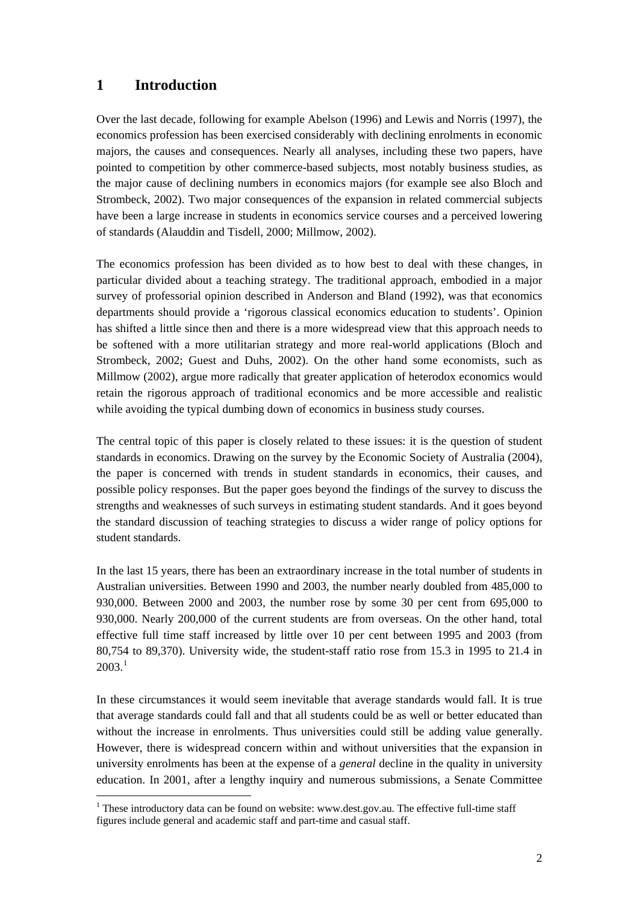# 1 Introduction

Over the last decade, following for example Abelson (1996) and Lewis and Norris (1997), the economics profession has been exercised considerably with declining enrolments in economic majors, the causes and consequences. Nearly all analyses, including these two papers, have pointed to competition by other commerce-based subjects, most notably business studies, as the major cause of declining numbers in economics majors (for example see also Bloch and Strombeck, 2002). Two major consequences of the expansion in related commercial subjects have been a large increase in students in economics service courses and a perceived lowering of standards (Alauddin and Tisdell, 2000; Millmow, 2002).

The economics profession has been divided as to how best to deal with these changes, in particular divided about a teaching strategy. The traditional approach, embodied in a major survey of professorial opinion described in Anderson and Bland (1992), was that economics departments should provide a 'rigorous classical economics education to students'. Opinion has shifted a little since then and there is a more widespread view that this approach needs to be softened with a more utilitarian strategy and more real-world applications (Bloch and Strombeck, 2002; Guest and Duhs, 2002). On the other hand some economists, such as Millmow (2002), argue more radically that greater application of heterodox economics would retain the rigorous approach of traditional economics and be more accessible and realistic while avoiding the typical dumbing down of economics in business study courses.

The central topic of this paper is closely related to these issues: it is the question of student standards in economics. Drawing on the survey by the Economic Society of Australia (2004), the paper is concerned with trends in student standards in economics, their causes, and possible policy responses. But the paper goes beyond the findings of the survey to discuss the strengths and weaknesses of such surveys in estimating student standards. And it goes beyond the standard discussion of teaching strategies to discuss a wider range of policy options for student standards.

In the last 15 years, there has been an extraordinary increase in the total number of students in Australian universities. Between 1990 and 2003, the number nearly doubled from 485,000 to 930,000. Between 2000 and 2003, the number rose by some 30 per cent from 695,000 to 930,000. Nearly 200,000 of the current students are from overseas. On the other hand, total effective full time staff increased by little over 10 per cent between 1995 and 2003 (from 80,754 to 89,370). University wide, the student-staff ratio rose from 15.3 in 1995 to 21.4 in 2003.[1]

In these circumstances it would seem inevitable that average standards would fall. It is true that average standards could fall and that all students could be as well or better educated than without the increase in enrolments. Thus universities could still be adding value generally. However, there is widespread concern within and without universities that the expansion in university enrolments has been at the expense of a *general* decline in the quality in university education. In 2001, after a lengthy inquiry and numerous submissions, a Senate Committee

[1] These introductory data can be found on website: www.dest.gov.au. The effective full-time staff figures include general and academic staff and part-time and casual staff.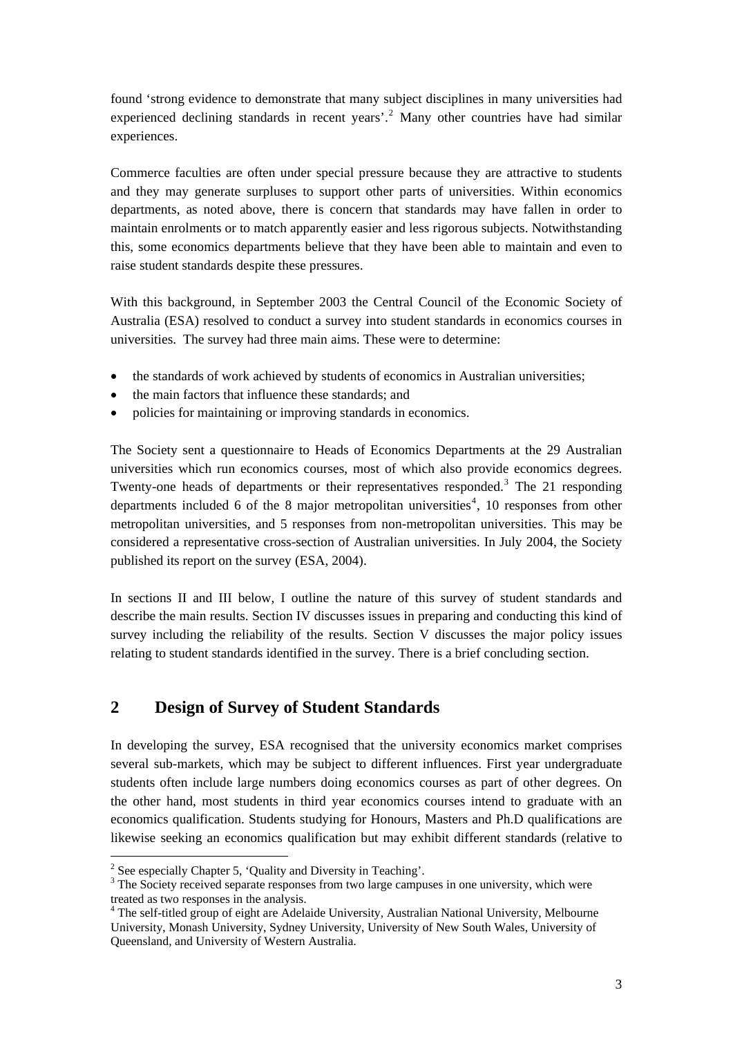found 'strong evidence to demonstrate that many subject disciplines in many universities had experienced declining standards in recent years'.[2] Many other countries have had similar experiences.

Commerce faculties are often under special pressure because they are attractive to students and they may generate surpluses to support other parts of universities. Within economics departments, as noted above, there is concern that standards may have fallen in order to maintain enrolments or to match apparently easier and less rigorous subjects. Notwithstanding this, some economics departments believe that they have been able to maintain and even to raise student standards despite these pressures.

With this background, in September 2003 the Central Council of the Economic Society of Australia (ESA) resolved to conduct a survey into student standards in economics courses in universities. The survey had three main aims. These were to determine:

- the standards of work achieved by students of economics in Australian universities;
- the main factors that influence these standards; and
- policies for maintaining or improving standards in economics.

The Society sent a questionnaire to Heads of Economics Departments at the 29 Australian universities which run economics courses, most of which also provide economics degrees. Twenty-one heads of departments or their representatives responded.[3] The 21 responding departments included 6 of the 8 major metropolitan universities[4], 10 responses from other metropolitan universities, and 5 responses from non-metropolitan universities. This may be considered a representative cross-section of Australian universities. In July 2004, the Society published its report on the survey (ESA, 2004).

In sections II and III below, I outline the nature of this survey of student standards and describe the main results. Section IV discusses issues in preparing and conducting this kind of survey including the reliability of the results. Section V discusses the major policy issues relating to student standards identified in the survey. There is a brief concluding section.

## 2 Design of Survey of Student Standards

In developing the survey, ESA recognised that the university economics market comprises several sub-markets, which may be subject to different influences. First year undergraduate students often include large numbers doing economics courses as part of other degrees. On the other hand, most students in third year economics courses intend to graduate with an economics qualification. Students studying for Honours, Masters and Ph.D qualifications are likewise seeking an economics qualification but may exhibit different standards (relative to

[2] See especially Chapter 5, 'Quality and Diversity in Teaching'.

[3] The Society received separate responses from two large campuses in one university, which were treated as two responses in the analysis.

[4] The self-titled group of eight are Adelaide University, Australian National University, Melbourne University, Monash University, Sydney University, University of New South Wales, University of Queensland, and University of Western Australia.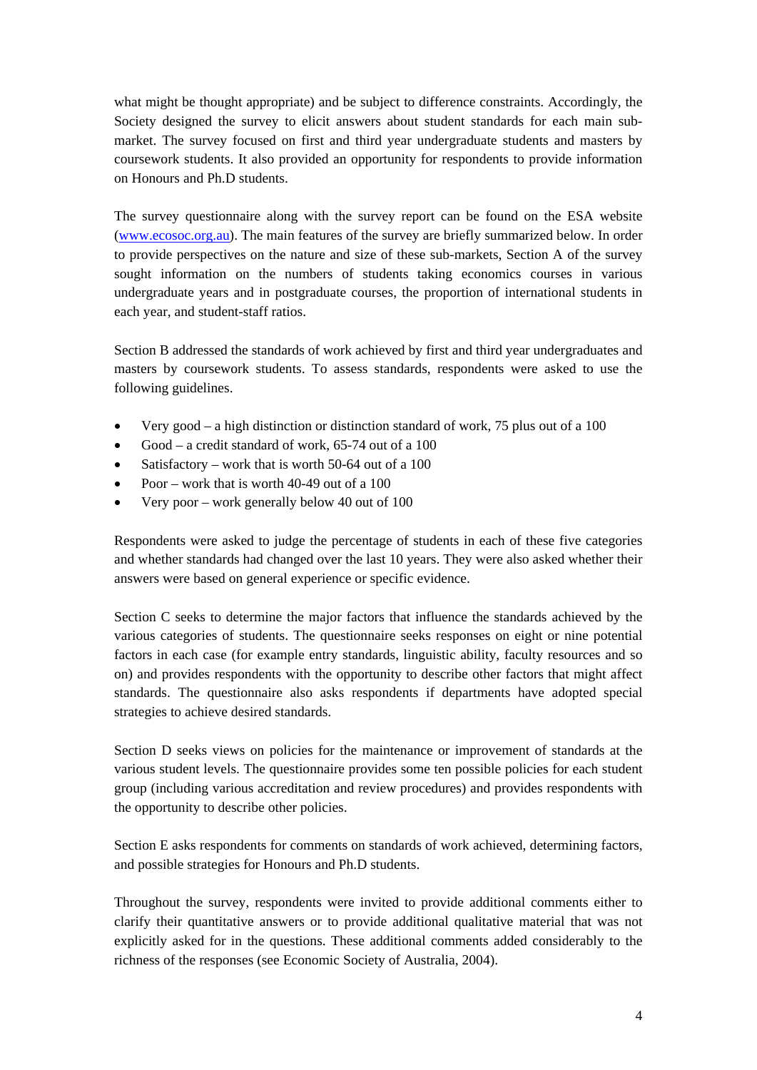what might be thought appropriate) and be subject to difference constraints. Accordingly, the Society designed the survey to elicit answers about student standards for each main sub-market. The survey focused on first and third year undergraduate students and masters by coursework students. It also provided an opportunity for respondents to provide information on Honours and Ph.D students.

The survey questionnaire along with the survey report can be found on the ESA website (www.ecosoc.org.au). The main features of the survey are briefly summarized below. In order to provide perspectives on the nature and size of these sub-markets, Section A of the survey sought information on the numbers of students taking economics courses in various undergraduate years and in postgraduate courses, the proportion of international students in each year, and student-staff ratios.

Section B addressed the standards of work achieved by first and third year undergraduates and masters by coursework students. To assess standards, respondents were asked to use the following guidelines.

- Very good – a high distinction or distinction standard of work, 75 plus out of a 100
- Good – a credit standard of work, 65-74 out of a 100
- Satisfactory – work that is worth 50-64 out of a 100
- Poor – work that is worth 40-49 out of a 100
- Very poor – work generally below 40 out of 100

Respondents were asked to judge the percentage of students in each of these five categories and whether standards had changed over the last 10 years. They were also asked whether their answers were based on general experience or specific evidence.

Section C seeks to determine the major factors that influence the standards achieved by the various categories of students. The questionnaire seeks responses on eight or nine potential factors in each case (for example entry standards, linguistic ability, faculty resources and so on) and provides respondents with the opportunity to describe other factors that might affect standards. The questionnaire also asks respondents if departments have adopted special strategies to achieve desired standards.

Section D seeks views on policies for the maintenance or improvement of standards at the various student levels. The questionnaire provides some ten possible policies for each student group (including various accreditation and review procedures) and provides respondents with the opportunity to describe other policies.

Section E asks respondents for comments on standards of work achieved, determining factors, and possible strategies for Honours and Ph.D students.

Throughout the survey, respondents were invited to provide additional comments either to clarify their quantitative answers or to provide additional qualitative material that was not explicitly asked for in the questions. These additional comments added considerably to the richness of the responses (see Economic Society of Australia, 2004).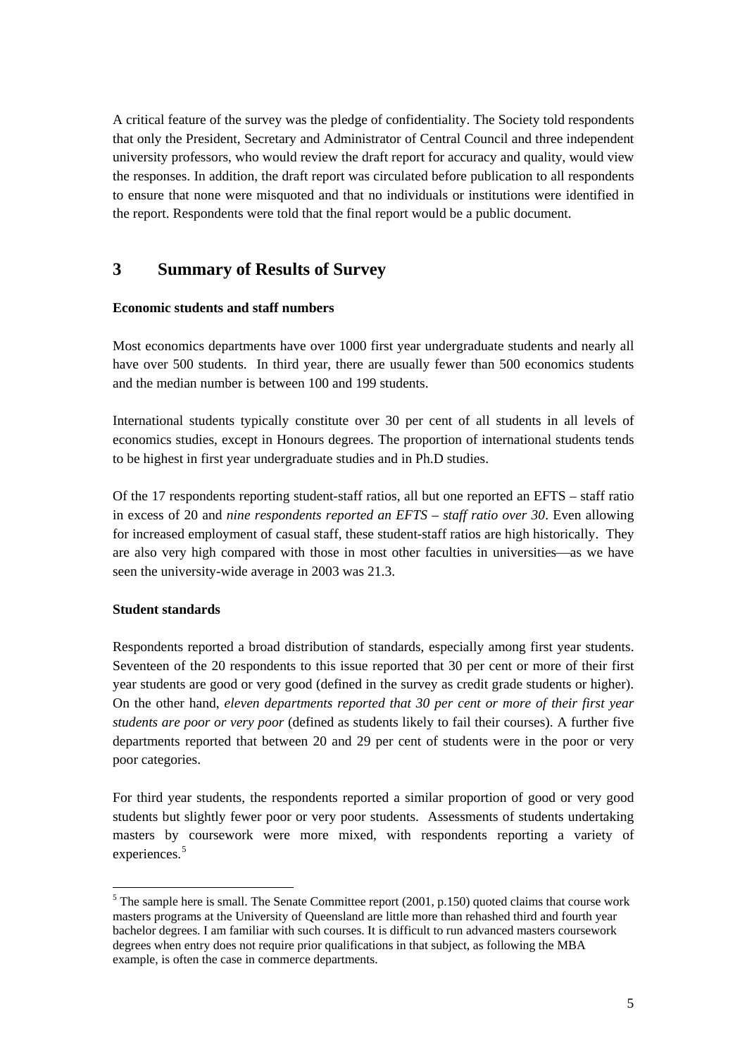A critical feature of the survey was the pledge of confidentiality. The Society told respondents that only the President, Secretary and Administrator of Central Council and three independent university professors, who would review the draft report for accuracy and quality, would view the responses. In addition, the draft report was circulated before publication to all respondents to ensure that none were misquoted and that no individuals or institutions were identified in the report. Respondents were told that the final report would be a public document.

## 3 Summary of Results of Survey

**Economic students and staff numbers**

Most economics departments have over 1000 first year undergraduate students and nearly all have over 500 students. In third year, there are usually fewer than 500 economics students and the median number is between 100 and 199 students.

International students typically constitute over 30 per cent of all students in all levels of economics studies, except in Honours degrees. The proportion of international students tends to be highest in first year undergraduate studies and in Ph.D studies.

Of the 17 respondents reporting student-staff ratios, all but one reported an EFTS – staff ratio in excess of 20 and *nine respondents reported an EFTS – staff ratio over 30*. Even allowing for increased employment of casual staff, these student-staff ratios are high historically. They are also very high compared with those in most other faculties in universities—as we have seen the university-wide average in 2003 was 21.3.

**Student standards**

Respondents reported a broad distribution of standards, especially among first year students. Seventeen of the 20 respondents to this issue reported that 30 per cent or more of their first year students are good or very good (defined in the survey as credit grade students or higher). On the other hand, *eleven departments reported that 30 per cent or more of their first year students are poor or very poor* (defined as students likely to fail their courses). A further five departments reported that between 20 and 29 per cent of students were in the poor or very poor categories.

For third year students, the respondents reported a similar proportion of good or very good students but slightly fewer poor or very poor students. Assessments of students undertaking masters by coursework were more mixed, with respondents reporting a variety of experiences.[5]

[5] The sample here is small. The Senate Committee report (2001, p.150) quoted claims that course work masters programs at the University of Queensland are little more than rehashed third and fourth year bachelor degrees. I am familiar with such courses. It is difficult to run advanced masters coursework degrees when entry does not require prior qualifications in that subject, as following the MBA example, is often the case in commerce departments.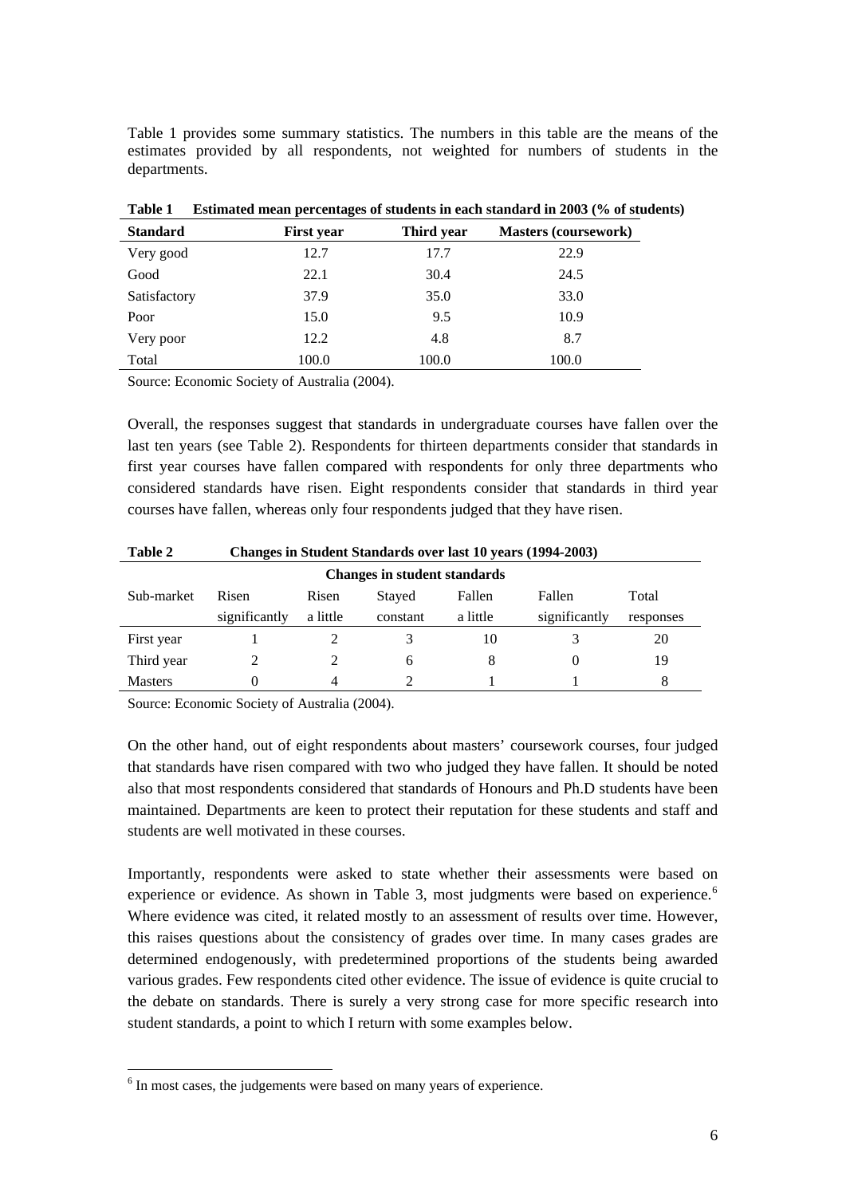Table 1 provides some summary statistics. The numbers in this table are the means of the estimates provided by all respondents, not weighted for numbers of students in the departments.

**Table 1 Estimated mean percentages of students in each standard in 2003 (% of students)**

| Standard | First year | Third year | Masters (coursework) |
|---|---|---|---|
| Very good | 12.7 | 17.7 | 22.9 |
| Good | 22.1 | 30.4 | 24.5 |
| Satisfactory | 37.9 | 35.0 | 33.0 |
| Poor | 15.0 | 9.5 | 10.9 |
| Very poor | 12.2 | 4.8 | 8.7 |
| Total | 100.0 | 100.0 | 100.0 |

Source: Economic Society of Australia (2004).

Overall, the responses suggest that standards in undergraduate courses have fallen over the last ten years (see Table 2). Respondents for thirteen departments consider that standards in first year courses have fallen compared with respondents for only three departments who considered standards have risen. Eight respondents consider that standards in third year courses have fallen, whereas only four respondents judged that they have risen.

**Table 2 Changes in Student Standards over last 10 years (1994-2003)**

| | Changes in student standards | | | | | |
|---|---|---|---|---|---|---|
| Sub-market | Risen significantly | Risen a little | Stayed constant | Fallen a little | Fallen significantly | Total responses |
| First year | 1 | 2 | 3 | 10 | 3 | 20 |
| Third year | 2 | 2 | 6 | 8 | 0 | 19 |
| Masters | 0 | 4 | 2 | 1 | 1 | 8 |

Source: Economic Society of Australia (2004).

On the other hand, out of eight respondents about masters' coursework courses, four judged that standards have risen compared with two who judged they have fallen. It should be noted also that most respondents considered that standards of Honours and Ph.D students have been maintained. Departments are keen to protect their reputation for these students and staff and students are well motivated in these courses.

Importantly, respondents were asked to state whether their assessments were based on experience or evidence. As shown in Table 3, most judgments were based on experience.[6] Where evidence was cited, it related mostly to an assessment of results over time. However, this raises questions about the consistency of grades over time. In many cases grades are determined endogenously, with predetermined proportions of the students being awarded various grades. Few respondents cited other evidence. The issue of evidence is quite crucial to the debate on standards. There is surely a very strong case for more specific research into student standards, a point to which I return with some examples below.

[6] In most cases, the judgements were based on many years of experience.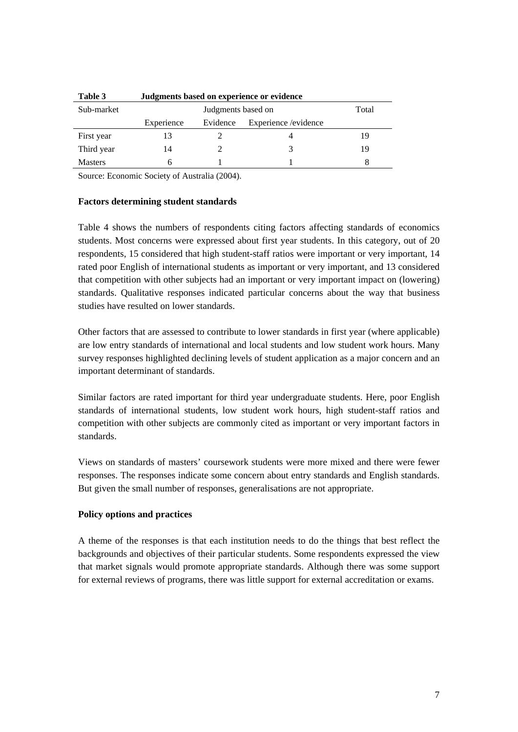**Table 3 Judgments based on experience or evidence**

| Sub-market | Judgments based on | | | Total |
|---|---|---|---|---|
| | Experience | Evidence | Experience /evidence | |
| First year | 13 | 2 | 4 | 19 |
| Third year | 14 | 2 | 3 | 19 |
| Masters | 6 | 1 | 1 | 8 |

Source: Economic Society of Australia (2004).

**Factors determining student standards**

Table 4 shows the numbers of respondents citing factors affecting standards of economics students. Most concerns were expressed about first year students. In this category, out of 20 respondents, 15 considered that high student-staff ratios were important or very important, 14 rated poor English of international students as important or very important, and 13 considered that competition with other subjects had an important or very important impact on (lowering) standards. Qualitative responses indicated particular concerns about the way that business studies have resulted on lower standards.

Other factors that are assessed to contribute to lower standards in first year (where applicable) are low entry standards of international and local students and low student work hours. Many survey responses highlighted declining levels of student application as a major concern and an important determinant of standards.

Similar factors are rated important for third year undergraduate students. Here, poor English standards of international students, low student work hours, high student-staff ratios and competition with other subjects are commonly cited as important or very important factors in standards.

Views on standards of masters' coursework students were more mixed and there were fewer responses. The responses indicate some concern about entry standards and English standards. But given the small number of responses, generalisations are not appropriate.

**Policy options and practices**

A theme of the responses is that each institution needs to do the things that best reflect the backgrounds and objectives of their particular students. Some respondents expressed the view that market signals would promote appropriate standards. Although there was some support for external reviews of programs, there was little support for external accreditation or exams.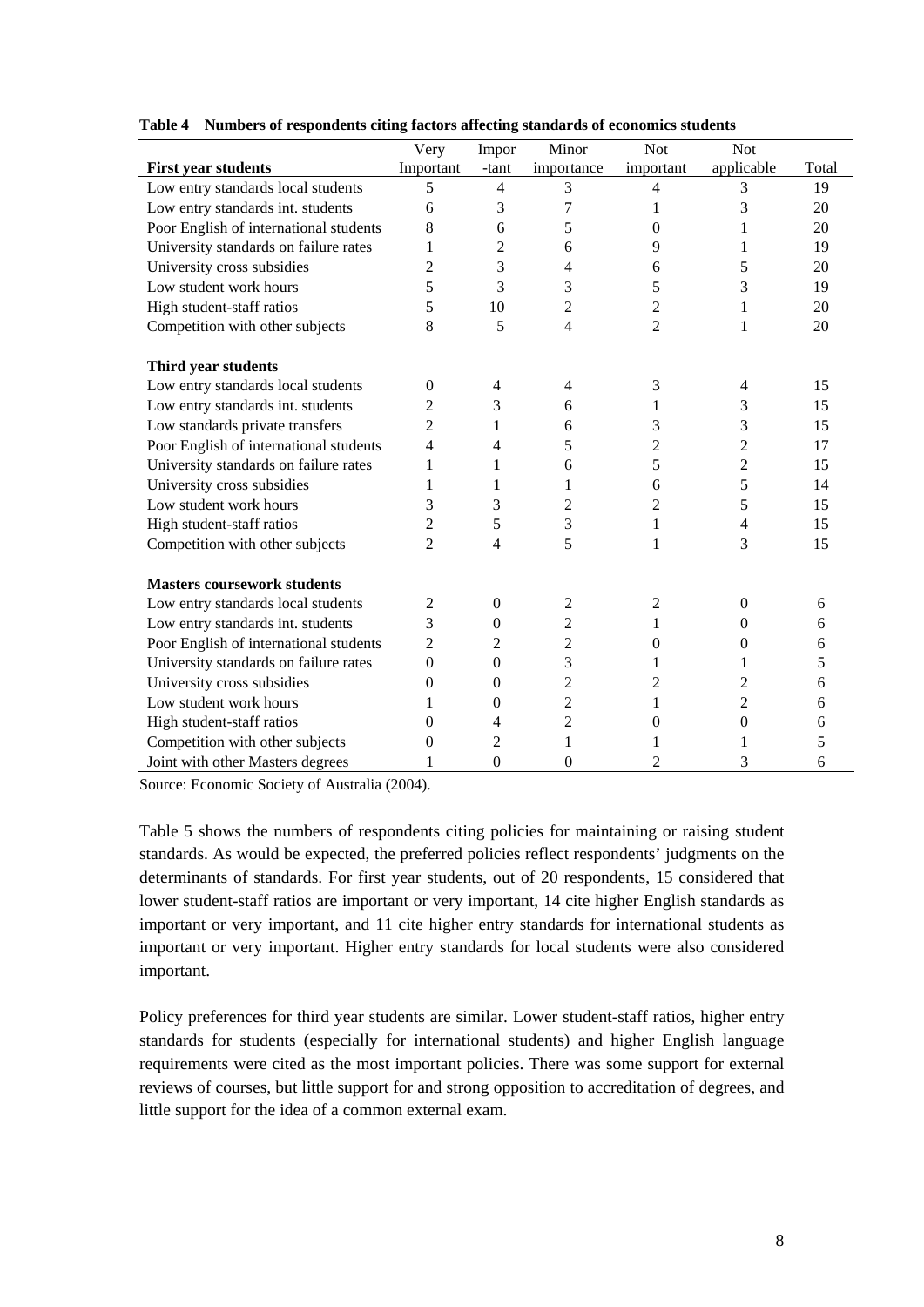**Table 4 Numbers of respondents citing factors affecting standards of economics students**

| First year students | Very Important | Impor -tant | Minor importance | Not important | Not applicable | Total |
|---|---|---|---|---|---|---|
| Low entry standards local students | 5 | 4 | 3 | 4 | 3 | 19 |
| Low entry standards int. students | 6 | 3 | 7 | 1 | 3 | 20 |
| Poor English of international students | 8 | 6 | 5 | 0 | 1 | 20 |
| University standards on failure rates | 1 | 2 | 6 | 9 | 1 | 19 |
| University cross subsidies | 2 | 3 | 4 | 6 | 5 | 20 |
| Low student work hours | 5 | 3 | 3 | 5 | 3 | 19 |
| High student-staff ratios | 5 | 10 | 2 | 2 | 1 | 20 |
| Competition with other subjects | 8 | 5 | 4 | 2 | 1 | 20 |
| **Third year students** | | | | | | |
| Low entry standards local students | 0 | 4 | 4 | 3 | 4 | 15 |
| Low entry standards int. students | 2 | 3 | 6 | 1 | 3 | 15 |
| Low standards private transfers | 2 | 1 | 6 | 3 | 3 | 15 |
| Poor English of international students | 4 | 4 | 5 | 2 | 2 | 17 |
| University standards on failure rates | 1 | 1 | 6 | 5 | 2 | 15 |
| University cross subsidies | 1 | 1 | 1 | 6 | 5 | 14 |
| Low student work hours | 3 | 3 | 2 | 2 | 5 | 15 |
| High student-staff ratios | 2 | 5 | 3 | 1 | 4 | 15 |
| Competition with other subjects | 2 | 4 | 5 | 1 | 3 | 15 |
| **Masters coursework students** | | | | | | |
| Low entry standards local students | 2 | 0 | 2 | 2 | 0 | 6 |
| Low entry standards int. students | 3 | 0 | 2 | 1 | 0 | 6 |
| Poor English of international students | 2 | 2 | 2 | 0 | 0 | 6 |
| University standards on failure rates | 0 | 0 | 3 | 1 | 1 | 5 |
| University cross subsidies | 0 | 0 | 2 | 2 | 2 | 6 |
| Low student work hours | 1 | 0 | 2 | 1 | 2 | 6 |
| High student-staff ratios | 0 | 4 | 2 | 0 | 0 | 6 |
| Competition with other subjects | 0 | 2 | 1 | 1 | 1 | 5 |
| Joint with other Masters degrees | 1 | 0 | 0 | 2 | 3 | 6 |

Source: Economic Society of Australia (2004).

Table 5 shows the numbers of respondents citing policies for maintaining or raising student standards. As would be expected, the preferred policies reflect respondents' judgments on the determinants of standards. For first year students, out of 20 respondents, 15 considered that lower student-staff ratios are important or very important, 14 cite higher English standards as important or very important, and 11 cite higher entry standards for international students as important or very important. Higher entry standards for local students were also considered important.

Policy preferences for third year students are similar. Lower student-staff ratios, higher entry standards for students (especially for international students) and higher English language requirements were cited as the most important policies. There was some support for external reviews of courses, but little support for and strong opposition to accreditation of degrees, and little support for the idea of a common external exam.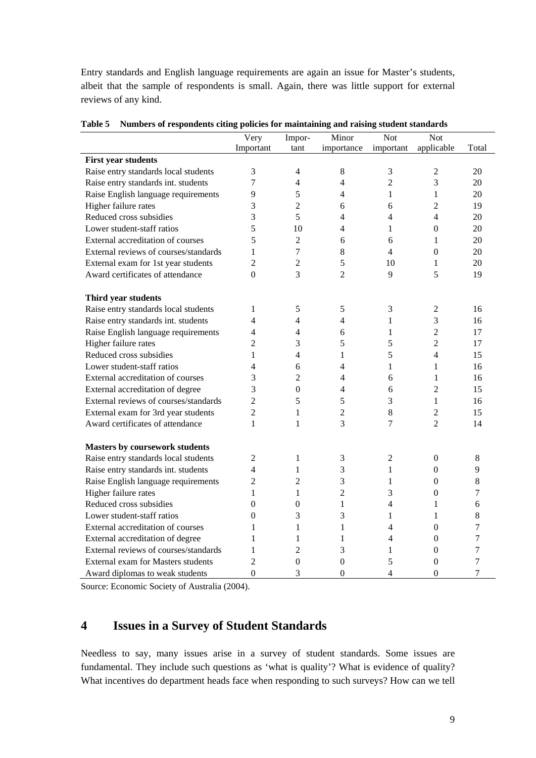Entry standards and English language requirements are again an issue for Master's students, albeit that the sample of respondents is small. Again, there was little support for external reviews of any kind.

**Table 5 Numbers of respondents citing policies for maintaining and raising student standards**

| | Very Important | Important | Minor importance | Not important | Not applicable | Total |
|---|---|---|---|---|---|---|
| **First year students** | | | | | | |
| Raise entry standards local students | 3 | 4 | 8 | 3 | 2 | 20 |
| Raise entry standards int. students | 7 | 4 | 4 | 2 | 3 | 20 |
| Raise English language requirements | 9 | 5 | 4 | 1 | 1 | 20 |
| Higher failure rates | 3 | 2 | 6 | 6 | 2 | 19 |
| Reduced cross subsidies | 3 | 5 | 4 | 4 | 4 | 20 |
| Lower student-staff ratios | 5 | 10 | 4 | 1 | 0 | 20 |
| External accreditation of courses | 5 | 2 | 6 | 6 | 1 | 20 |
| External reviews of courses/standards | 1 | 7 | 8 | 4 | 0 | 20 |
| External exam for 1st year students | 2 | 2 | 5 | 10 | 1 | 20 |
| Award certificates of attendance | 0 | 3 | 2 | 9 | 5 | 19 |
| **Third year students** | | | | | | |
| Raise entry standards local students | 1 | 5 | 5 | 3 | 2 | 16 |
| Raise entry standards int. students | 4 | 4 | 4 | 1 | 3 | 16 |
| Raise English language requirements | 4 | 4 | 6 | 1 | 2 | 17 |
| Higher failure rates | 2 | 3 | 5 | 5 | 2 | 17 |
| Reduced cross subsidies | 1 | 4 | 1 | 5 | 4 | 15 |
| Lower student-staff ratios | 4 | 6 | 4 | 1 | 1 | 16 |
| External accreditation of courses | 3 | 2 | 4 | 6 | 1 | 16 |
| External accreditation of degree | 3 | 0 | 4 | 6 | 2 | 15 |
| External reviews of courses/standards | 2 | 5 | 5 | 3 | 1 | 16 |
| External exam for 3rd year students | 2 | 1 | 2 | 8 | 2 | 15 |
| Award certificates of attendance | 1 | 1 | 3 | 7 | 2 | 14 |
| **Masters by coursework students** | | | | | | |
| Raise entry standards local students | 2 | 1 | 3 | 2 | 0 | 8 |
| Raise entry standards int. students | 4 | 1 | 3 | 1 | 0 | 9 |
| Raise English language requirements | 2 | 2 | 3 | 1 | 0 | 8 |
| Higher failure rates | 1 | 1 | 2 | 3 | 0 | 7 |
| Reduced cross subsidies | 0 | 0 | 1 | 4 | 1 | 6 |
| Lower student-staff ratios | 0 | 3 | 3 | 1 | 1 | 8 |
| External accreditation of courses | 1 | 1 | 1 | 4 | 0 | 7 |
| External accreditation of degree | 1 | 1 | 1 | 4 | 0 | 7 |
| External reviews of courses/standards | 1 | 2 | 3 | 1 | 0 | 7 |
| External exam for Masters students | 2 | 0 | 0 | 5 | 0 | 7 |
| Award diplomas to weak students | 0 | 3 | 0 | 4 | 0 | 7 |

Source: Economic Society of Australia (2004).

# 4 Issues in a Survey of Student Standards

Needless to say, many issues arise in a survey of student standards. Some issues are fundamental. They include such questions as 'what is quality'? What is evidence of quality? What incentives do department heads face when responding to such surveys? How can we tell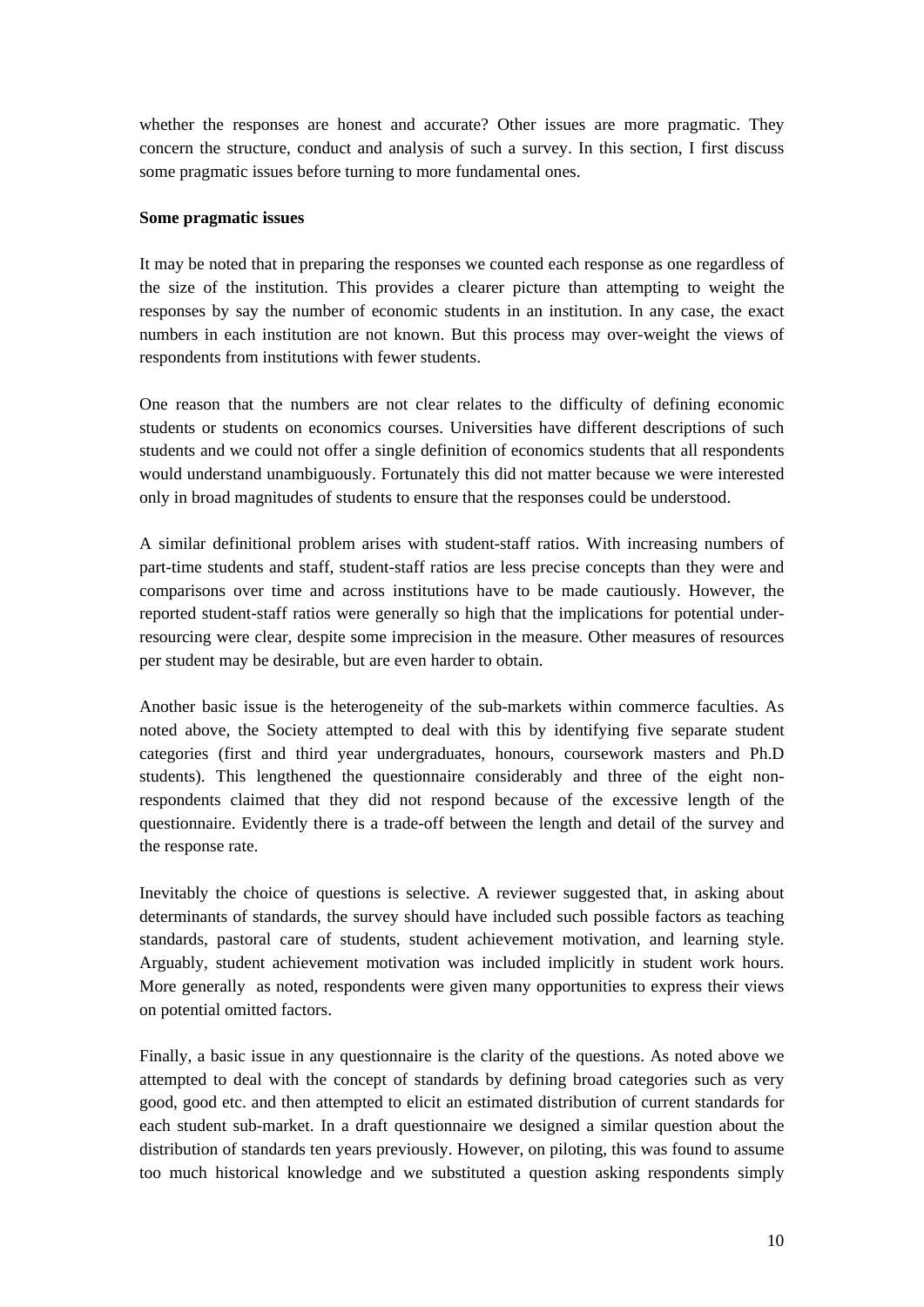whether the responses are honest and accurate? Other issues are more pragmatic. They concern the structure, conduct and analysis of such a survey. In this section, I first discuss some pragmatic issues before turning to more fundamental ones.

**Some pragmatic issues**

It may be noted that in preparing the responses we counted each response as one regardless of the size of the institution. This provides a clearer picture than attempting to weight the responses by say the number of economic students in an institution. In any case, the exact numbers in each institution are not known. But this process may over-weight the views of respondents from institutions with fewer students.

One reason that the numbers are not clear relates to the difficulty of defining economic students or students on economics courses. Universities have different descriptions of such students and we could not offer a single definition of economics students that all respondents would understand unambiguously. Fortunately this did not matter because we were interested only in broad magnitudes of students to ensure that the responses could be understood.

A similar definitional problem arises with student-staff ratios. With increasing numbers of part-time students and staff, student-staff ratios are less precise concepts than they were and comparisons over time and across institutions have to be made cautiously. However, the reported student-staff ratios were generally so high that the implications for potential under-resourcing were clear, despite some imprecision in the measure. Other measures of resources per student may be desirable, but are even harder to obtain.

Another basic issue is the heterogeneity of the sub-markets within commerce faculties. As noted above, the Society attempted to deal with this by identifying five separate student categories (first and third year undergraduates, honours, coursework masters and Ph.D students). This lengthened the questionnaire considerably and three of the eight non-respondents claimed that they did not respond because of the excessive length of the questionnaire. Evidently there is a trade-off between the length and detail of the survey and the response rate.

Inevitably the choice of questions is selective. A reviewer suggested that, in asking about determinants of standards, the survey should have included such possible factors as teaching standards, pastoral care of students, student achievement motivation, and learning style. Arguably, student achievement motivation was included implicitly in student work hours. More generally as noted, respondents were given many opportunities to express their views on potential omitted factors.

Finally, a basic issue in any questionnaire is the clarity of the questions. As noted above we attempted to deal with the concept of standards by defining broad categories such as very good, good etc. and then attempted to elicit an estimated distribution of current standards for each student sub-market. In a draft questionnaire we designed a similar question about the distribution of standards ten years previously. However, on piloting, this was found to assume too much historical knowledge and we substituted a question asking respondents simply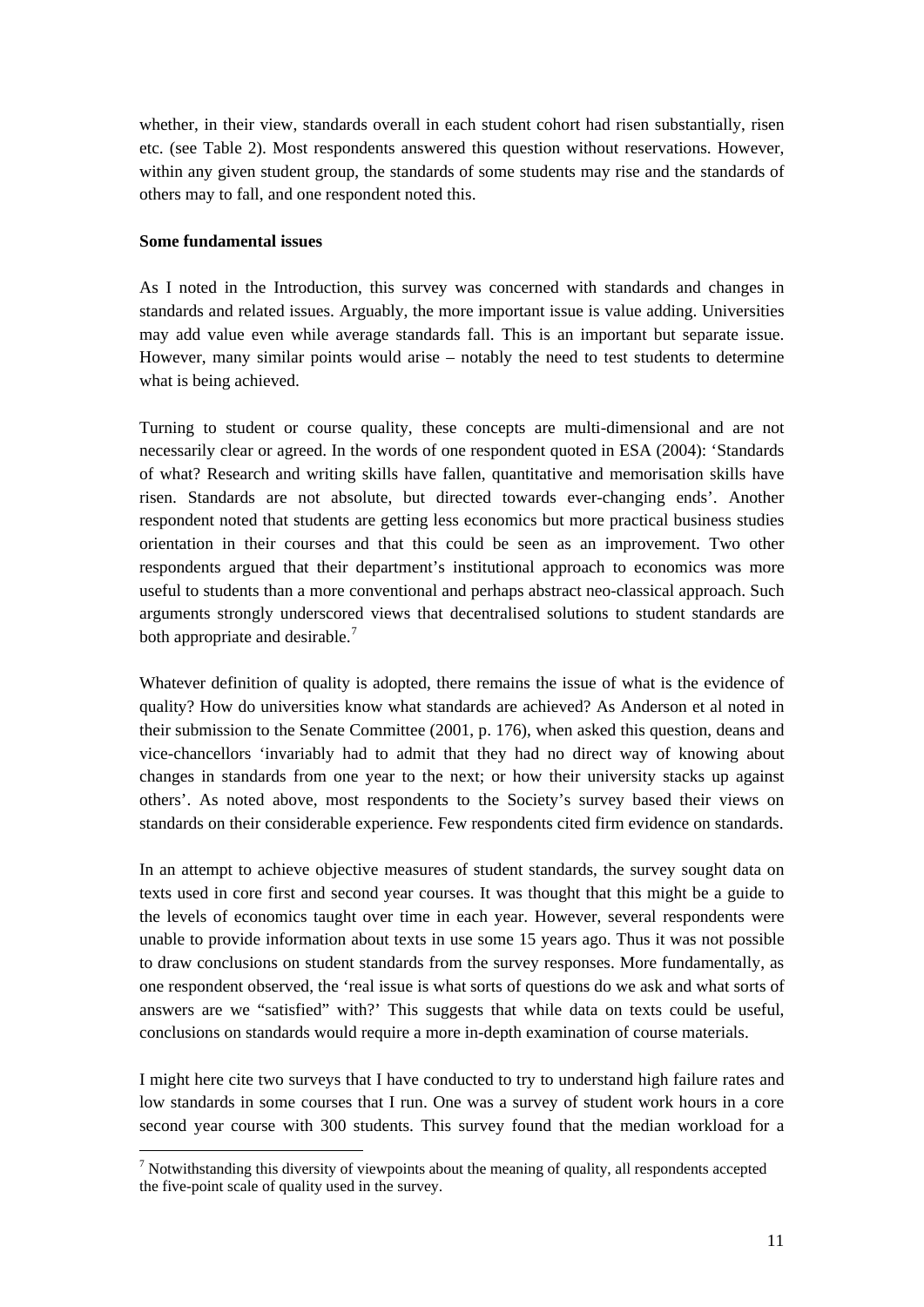whether, in their view, standards overall in each student cohort had risen substantially, risen etc. (see Table 2). Most respondents answered this question without reservations. However, within any given student group, the standards of some students may rise and the standards of others may to fall, and one respondent noted this.

**Some fundamental issues**

As I noted in the Introduction, this survey was concerned with standards and changes in standards and related issues. Arguably, the more important issue is value adding. Universities may add value even while average standards fall. This is an important but separate issue. However, many similar points would arise – notably the need to test students to determine what is being achieved.

Turning to student or course quality, these concepts are multi-dimensional and are not necessarily clear or agreed. In the words of one respondent quoted in ESA (2004): 'Standards of what? Research and writing skills have fallen, quantitative and memorisation skills have risen. Standards are not absolute, but directed towards ever-changing ends'. Another respondent noted that students are getting less economics but more practical business studies orientation in their courses and that this could be seen as an improvement. Two other respondents argued that their department's institutional approach to economics was more useful to students than a more conventional and perhaps abstract neo-classical approach. Such arguments strongly underscored views that decentralised solutions to student standards are both appropriate and desirable.[7]

Whatever definition of quality is adopted, there remains the issue of what is the evidence of quality? How do universities know what standards are achieved? As Anderson et al noted in their submission to the Senate Committee (2001, p. 176), when asked this question, deans and vice-chancellors 'invariably had to admit that they had no direct way of knowing about changes in standards from one year to the next; or how their university stacks up against others'. As noted above, most respondents to the Society's survey based their views on standards on their considerable experience. Few respondents cited firm evidence on standards.

In an attempt to achieve objective measures of student standards, the survey sought data on texts used in core first and second year courses. It was thought that this might be a guide to the levels of economics taught over time in each year. However, several respondents were unable to provide information about texts in use some 15 years ago. Thus it was not possible to draw conclusions on student standards from the survey responses. More fundamentally, as one respondent observed, the 'real issue is what sorts of questions do we ask and what sorts of answers are we "satisfied" with?' This suggests that while data on texts could be useful, conclusions on standards would require a more in-depth examination of course materials.

I might here cite two surveys that I have conducted to try to understand high failure rates and low standards in some courses that I run. One was a survey of student work hours in a core second year course with 300 students. This survey found that the median workload for a

[7] Notwithstanding this diversity of viewpoints about the meaning of quality, all respondents accepted the five-point scale of quality used in the survey.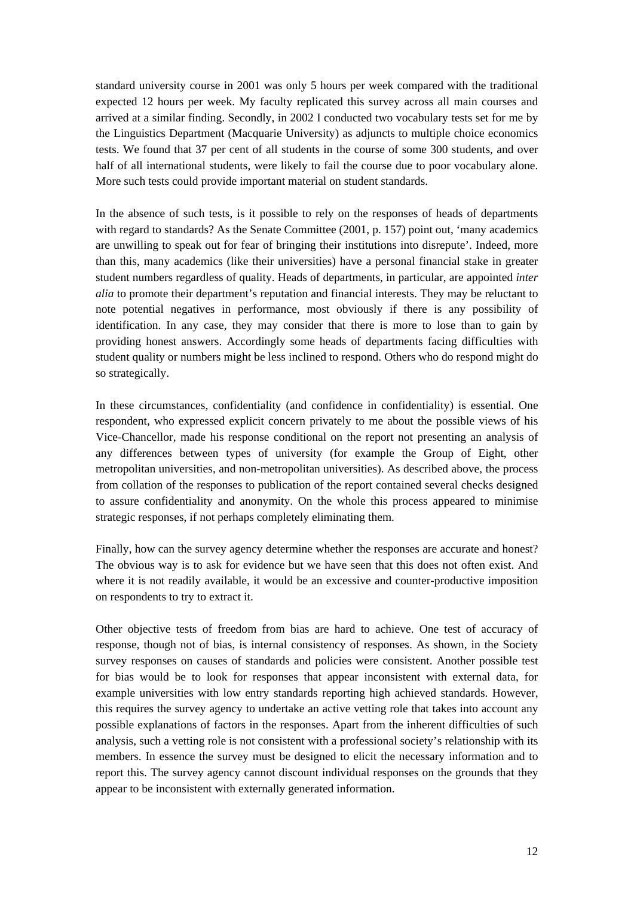standard university course in 2001 was only 5 hours per week compared with the traditional expected 12 hours per week. My faculty replicated this survey across all main courses and arrived at a similar finding. Secondly, in 2002 I conducted two vocabulary tests set for me by the Linguistics Department (Macquarie University) as adjuncts to multiple choice economics tests. We found that 37 per cent of all students in the course of some 300 students, and over half of all international students, were likely to fail the course due to poor vocabulary alone. More such tests could provide important material on student standards.

In the absence of such tests, is it possible to rely on the responses of heads of departments with regard to standards? As the Senate Committee (2001, p. 157) point out, 'many academics are unwilling to speak out for fear of bringing their institutions into disrepute'. Indeed, more than this, many academics (like their universities) have a personal financial stake in greater student numbers regardless of quality. Heads of departments, in particular, are appointed *inter alia* to promote their department's reputation and financial interests. They may be reluctant to note potential negatives in performance, most obviously if there is any possibility of identification. In any case, they may consider that there is more to lose than to gain by providing honest answers. Accordingly some heads of departments facing difficulties with student quality or numbers might be less inclined to respond. Others who do respond might do so strategically.

In these circumstances, confidentiality (and confidence in confidentiality) is essential. One respondent, who expressed explicit concern privately to me about the possible views of his Vice-Chancellor, made his response conditional on the report not presenting an analysis of any differences between types of university (for example the Group of Eight, other metropolitan universities, and non-metropolitan universities). As described above, the process from collation of the responses to publication of the report contained several checks designed to assure confidentiality and anonymity. On the whole this process appeared to minimise strategic responses, if not perhaps completely eliminating them.

Finally, how can the survey agency determine whether the responses are accurate and honest? The obvious way is to ask for evidence but we have seen that this does not often exist. And where it is not readily available, it would be an excessive and counter-productive imposition on respondents to try to extract it.

Other objective tests of freedom from bias are hard to achieve. One test of accuracy of response, though not of bias, is internal consistency of responses. As shown, in the Society survey responses on causes of standards and policies were consistent. Another possible test for bias would be to look for responses that appear inconsistent with external data, for example universities with low entry standards reporting high achieved standards. However, this requires the survey agency to undertake an active vetting role that takes into account any possible explanations of factors in the responses. Apart from the inherent difficulties of such analysis, such a vetting role is not consistent with a professional society's relationship with its members. In essence the survey must be designed to elicit the necessary information and to report this. The survey agency cannot discount individual responses on the grounds that they appear to be inconsistent with externally generated information.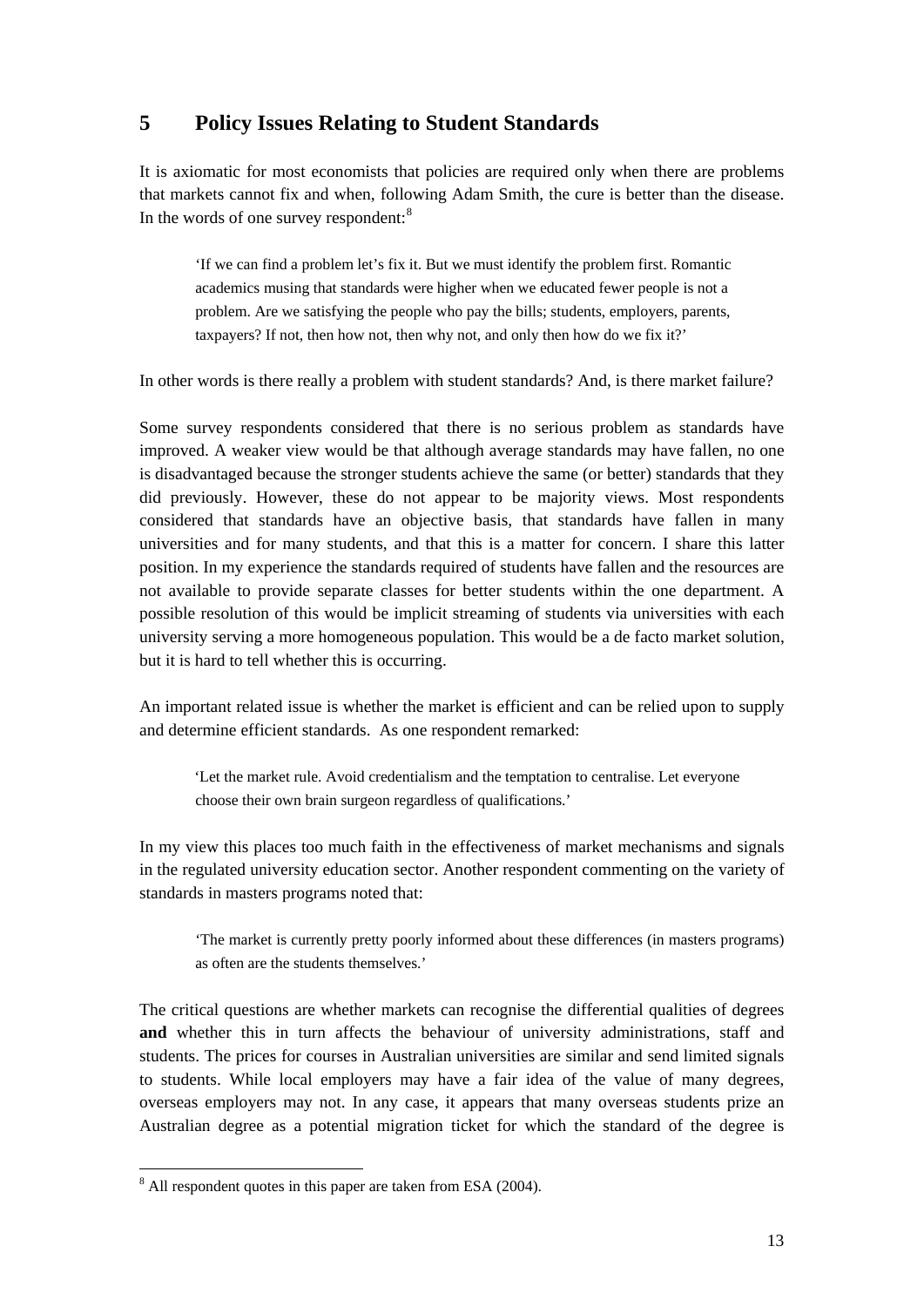## 5 Policy Issues Relating to Student Standards

It is axiomatic for most economists that policies are required only when there are problems that markets cannot fix and when, following Adam Smith, the cure is better than the disease. In the words of one survey respondent:[8]

> 'If we can find a problem let's fix it. But we must identify the problem first. Romantic academics musing that standards were higher when we educated fewer people is not a problem. Are we satisfying the people who pay the bills; students, employers, parents, taxpayers? If not, then how not, then why not, and only then how do we fix it?'

In other words is there really a problem with student standards? And, is there market failure?

Some survey respondents considered that there is no serious problem as standards have improved. A weaker view would be that although average standards may have fallen, no one is disadvantaged because the stronger students achieve the same (or better) standards that they did previously. However, these do not appear to be majority views. Most respondents considered that standards have an objective basis, that standards have fallen in many universities and for many students, and that this is a matter for concern. I share this latter position. In my experience the standards required of students have fallen and the resources are not available to provide separate classes for better students within the one department. A possible resolution of this would be implicit streaming of students via universities with each university serving a more homogeneous population. This would be a de facto market solution, but it is hard to tell whether this is occurring.

An important related issue is whether the market is efficient and can be relied upon to supply and determine efficient standards. As one respondent remarked:

> 'Let the market rule. Avoid credentialism and the temptation to centralise. Let everyone choose their own brain surgeon regardless of qualifications.'

In my view this places too much faith in the effectiveness of market mechanisms and signals in the regulated university education sector. Another respondent commenting on the variety of standards in masters programs noted that:

> 'The market is currently pretty poorly informed about these differences (in masters programs) as often are the students themselves.'

The critical questions are whether markets can recognise the differential qualities of degrees **and** whether this in turn affects the behaviour of university administrations, staff and students. The prices for courses in Australian universities are similar and send limited signals to students. While local employers may have a fair idea of the value of many degrees, overseas employers may not. In any case, it appears that many overseas students prize an Australian degree as a potential migration ticket for which the standard of the degree is

[8] All respondent quotes in this paper are taken from ESA (2004).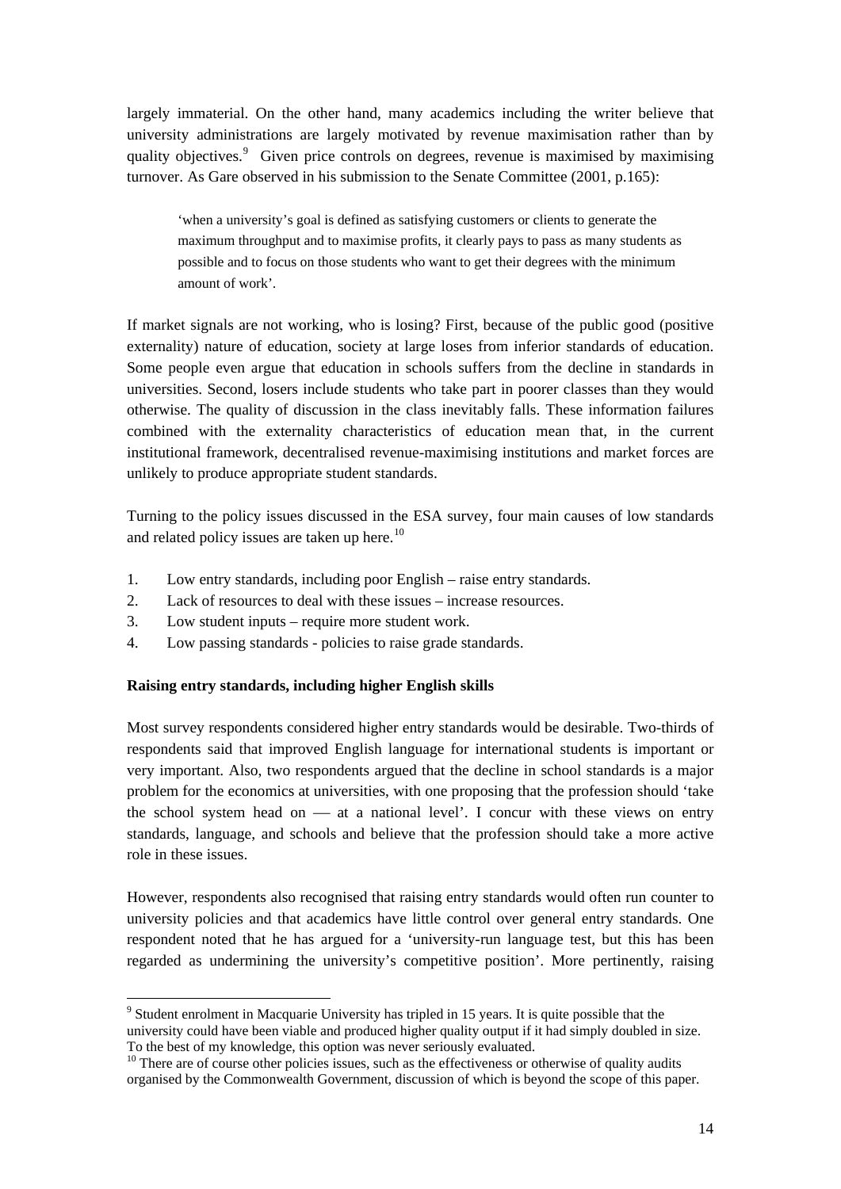largely immaterial. On the other hand, many academics including the writer believe that university administrations are largely motivated by revenue maximisation rather than by quality objectives.[9] Given price controls on degrees, revenue is maximised by maximising turnover. As Gare observed in his submission to the Senate Committee (2001, p.165):

> 'when a university's goal is defined as satisfying customers or clients to generate the maximum throughput and to maximise profits, it clearly pays to pass as many students as possible and to focus on those students who want to get their degrees with the minimum amount of work'.

If market signals are not working, who is losing? First, because of the public good (positive externality) nature of education, society at large loses from inferior standards of education. Some people even argue that education in schools suffers from the decline in standards in universities. Second, losers include students who take part in poorer classes than they would otherwise. The quality of discussion in the class inevitably falls. These information failures combined with the externality characteristics of education mean that, in the current institutional framework, decentralised revenue-maximising institutions and market forces are unlikely to produce appropriate student standards.

Turning to the policy issues discussed in the ESA survey, four main causes of low standards and related policy issues are taken up here.[10]

1. Low entry standards, including poor English – raise entry standards.
2. Lack of resources to deal with these issues – increase resources.
3. Low student inputs – require more student work.
4. Low passing standards - policies to raise grade standards.

**Raising entry standards, including higher English skills**

Most survey respondents considered higher entry standards would be desirable. Two-thirds of respondents said that improved English language for international students is important or very important. Also, two respondents argued that the decline in school standards is a major problem for the economics at universities, with one proposing that the profession should 'take the school system head on — at a national level'. I concur with these views on entry standards, language, and schools and believe that the profession should take a more active role in these issues.

However, respondents also recognised that raising entry standards would often run counter to university policies and that academics have little control over general entry standards. One respondent noted that he has argued for a 'university-run language test, but this has been regarded as undermining the university's competitive position'. More pertinently, raising

---

[9] Student enrolment in Macquarie University has tripled in 15 years. It is quite possible that the university could have been viable and produced higher quality output if it had simply doubled in size. To the best of my knowledge, this option was never seriously evaluated.

[10] There are of course other policies issues, such as the effectiveness or otherwise of quality audits organised by the Commonwealth Government, discussion of which is beyond the scope of this paper.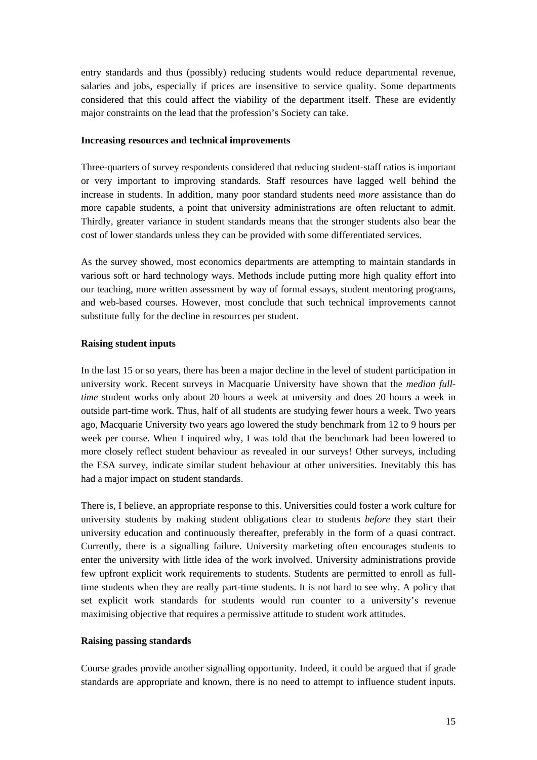entry standards and thus (possibly) reducing students would reduce departmental revenue, salaries and jobs, especially if prices are insensitive to service quality. Some departments considered that this could affect the viability of the department itself. These are evidently major constraints on the lead that the profession's Society can take.

**Increasing resources and technical improvements**

Three-quarters of survey respondents considered that reducing student-staff ratios is important or very important to improving standards. Staff resources have lagged well behind the increase in students. In addition, many poor standard students need *more* assistance than do more capable students, a point that university administrations are often reluctant to admit. Thirdly, greater variance in student standards means that the stronger students also bear the cost of lower standards unless they can be provided with some differentiated services.

As the survey showed, most economics departments are attempting to maintain standards in various soft or hard technology ways. Methods include putting more high quality effort into our teaching, more written assessment by way of formal essays, student mentoring programs, and web-based courses. However, most conclude that such technical improvements cannot substitute fully for the decline in resources per student.

**Raising student inputs**

In the last 15 or so years, there has been a major decline in the level of student participation in university work. Recent surveys in Macquarie University have shown that the *median full-time* student works only about 20 hours a week at university and does 20 hours a week in outside part-time work. Thus, half of all students are studying fewer hours a week. Two years ago, Macquarie University two years ago lowered the study benchmark from 12 to 9 hours per week per course. When I inquired why, I was told that the benchmark had been lowered to more closely reflect student behaviour as revealed in our surveys! Other surveys, including the ESA survey, indicate similar student behaviour at other universities. Inevitably this has had a major impact on student standards.

There is, I believe, an appropriate response to this. Universities could foster a work culture for university students by making student obligations clear to students *before* they start their university education and continuously thereafter, preferably in the form of a quasi contract. Currently, there is a signalling failure. University marketing often encourages students to enter the university with little idea of the work involved. University administrations provide few upfront explicit work requirements to students. Students are permitted to enroll as full-time students when they are really part-time students. It is not hard to see why. A policy that set explicit work standards for students would run counter to a university's revenue maximising objective that requires a permissive attitude to student work attitudes.

**Raising passing standards**

Course grades provide another signalling opportunity. Indeed, it could be argued that if grade standards are appropriate and known, there is no need to attempt to influence student inputs.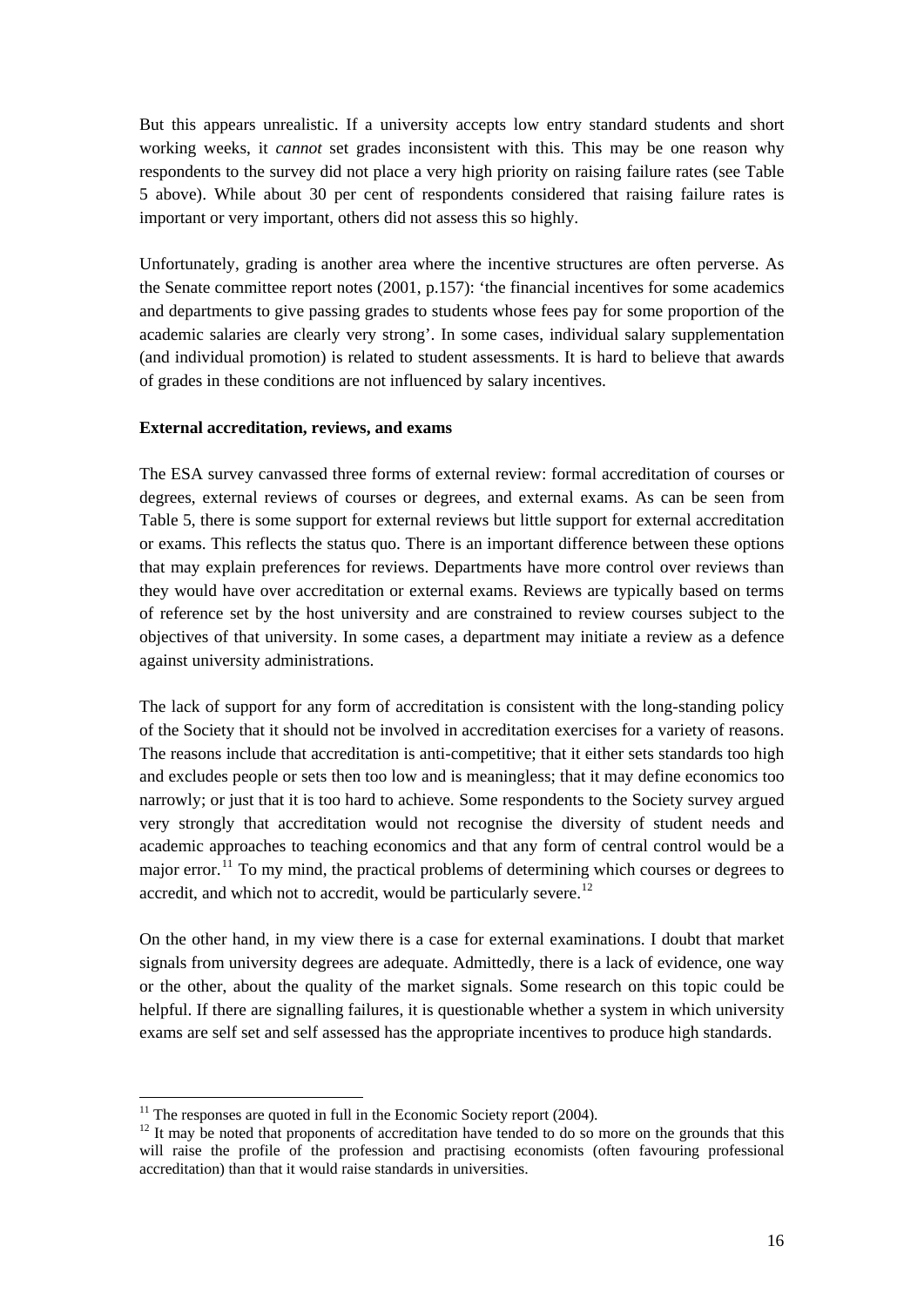But this appears unrealistic. If a university accepts low entry standard students and short working weeks, it *cannot* set grades inconsistent with this. This may be one reason why respondents to the survey did not place a very high priority on raising failure rates (see Table 5 above). While about 30 per cent of respondents considered that raising failure rates is important or very important, others did not assess this so highly.

Unfortunately, grading is another area where the incentive structures are often perverse. As the Senate committee report notes (2001, p.157): 'the financial incentives for some academics and departments to give passing grades to students whose fees pay for some proportion of the academic salaries are clearly very strong'. In some cases, individual salary supplementation (and individual promotion) is related to student assessments. It is hard to believe that awards of grades in these conditions are not influenced by salary incentives.

**External accreditation, reviews, and exams**

The ESA survey canvassed three forms of external review: formal accreditation of courses or degrees, external reviews of courses or degrees, and external exams. As can be seen from Table 5, there is some support for external reviews but little support for external accreditation or exams. This reflects the status quo. There is an important difference between these options that may explain preferences for reviews. Departments have more control over reviews than they would have over accreditation or external exams. Reviews are typically based on terms of reference set by the host university and are constrained to review courses subject to the objectives of that university. In some cases, a department may initiate a review as a defence against university administrations.

The lack of support for any form of accreditation is consistent with the long-standing policy of the Society that it should not be involved in accreditation exercises for a variety of reasons. The reasons include that accreditation is anti-competitive; that it either sets standards too high and excludes people or sets then too low and is meaningless; that it may define economics too narrowly; or just that it is too hard to achieve. Some respondents to the Society survey argued very strongly that accreditation would not recognise the diversity of student needs and academic approaches to teaching economics and that any form of central control would be a major error.[11] To my mind, the practical problems of determining which courses or degrees to accredit, and which not to accredit, would be particularly severe.[12]

On the other hand, in my view there is a case for external examinations. I doubt that market signals from university degrees are adequate. Admittedly, there is a lack of evidence, one way or the other, about the quality of the market signals. Some research on this topic could be helpful. If there are signalling failures, it is questionable whether a system in which university exams are self set and self assessed has the appropriate incentives to produce high standards.

[11] The responses are quoted in full in the Economic Society report (2004).

[12] It may be noted that proponents of accreditation have tended to do so more on the grounds that this will raise the profile of the profession and practising economists (often favouring professional accreditation) than that it would raise standards in universities.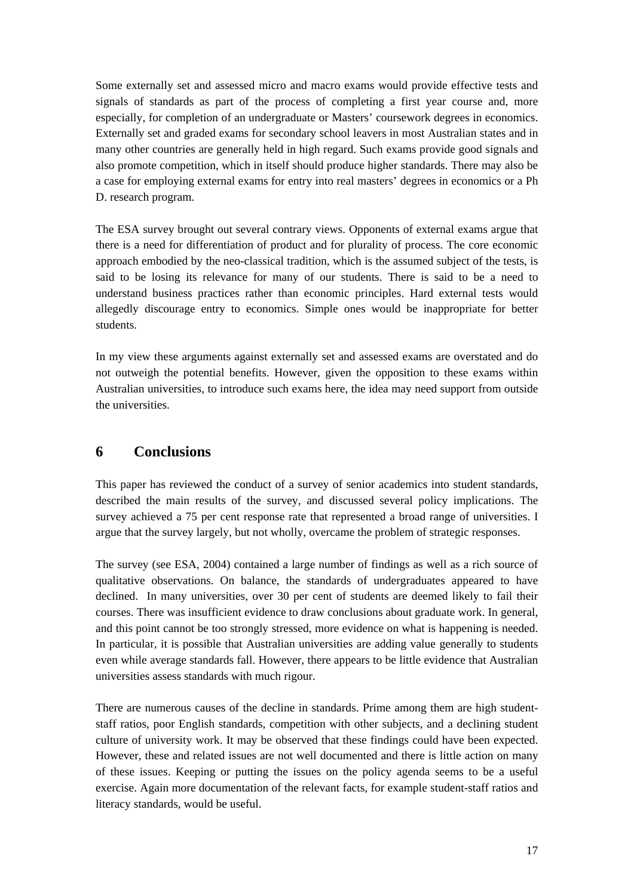Some externally set and assessed micro and macro exams would provide effective tests and signals of standards as part of the process of completing a first year course and, more especially, for completion of an undergraduate or Masters' coursework degrees in economics. Externally set and graded exams for secondary school leavers in most Australian states and in many other countries are generally held in high regard. Such exams provide good signals and also promote competition, which in itself should produce higher standards. There may also be a case for employing external exams for entry into real masters' degrees in economics or a Ph D. research program.

The ESA survey brought out several contrary views. Opponents of external exams argue that there is a need for differentiation of product and for plurality of process. The core economic approach embodied by the neo-classical tradition, which is the assumed subject of the tests, is said to be losing its relevance for many of our students. There is said to be a need to understand business practices rather than economic principles. Hard external tests would allegedly discourage entry to economics. Simple ones would be inappropriate for better students.

In my view these arguments against externally set and assessed exams are overstated and do not outweigh the potential benefits. However, given the opposition to these exams within Australian universities, to introduce such exams here, the idea may need support from outside the universities.

## 6 Conclusions

This paper has reviewed the conduct of a survey of senior academics into student standards, described the main results of the survey, and discussed several policy implications. The survey achieved a 75 per cent response rate that represented a broad range of universities. I argue that the survey largely, but not wholly, overcame the problem of strategic responses.

The survey (see ESA, 2004) contained a large number of findings as well as a rich source of qualitative observations. On balance, the standards of undergraduates appeared to have declined. In many universities, over 30 per cent of students are deemed likely to fail their courses. There was insufficient evidence to draw conclusions about graduate work. In general, and this point cannot be too strongly stressed, more evidence on what is happening is needed. In particular, it is possible that Australian universities are adding value generally to students even while average standards fall. However, there appears to be little evidence that Australian universities assess standards with much rigour.

There are numerous causes of the decline in standards. Prime among them are high student-staff ratios, poor English standards, competition with other subjects, and a declining student culture of university work. It may be observed that these findings could have been expected. However, these and related issues are not well documented and there is little action on many of these issues. Keeping or putting the issues on the policy agenda seems to be a useful exercise. Again more documentation of the relevant facts, for example student-staff ratios and literacy standards, would be useful.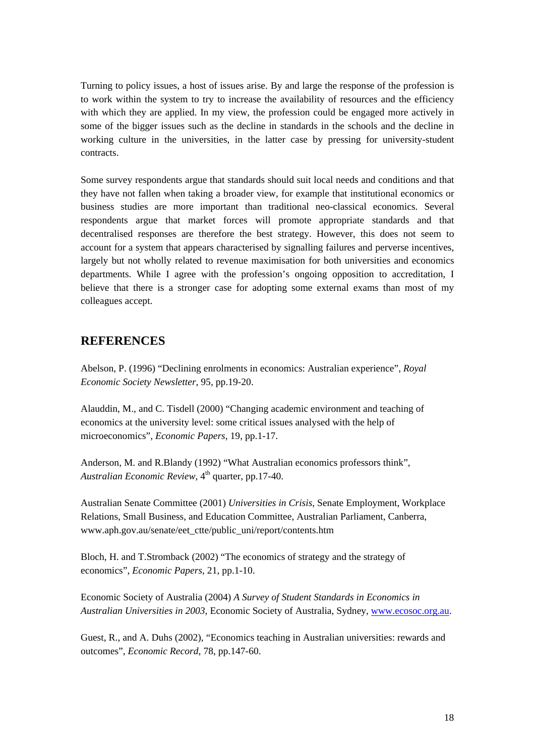Turning to policy issues, a host of issues arise. By and large the response of the profession is to work within the system to try to increase the availability of resources and the efficiency with which they are applied. In my view, the profession could be engaged more actively in some of the bigger issues such as the decline in standards in the schools and the decline in working culture in the universities, in the latter case by pressing for university-student contracts.

Some survey respondents argue that standards should suit local needs and conditions and that they have not fallen when taking a broader view, for example that institutional economics or business studies are more important than traditional neo-classical economics. Several respondents argue that market forces will promote appropriate standards and that decentralised responses are therefore the best strategy. However, this does not seem to account for a system that appears characterised by signalling failures and perverse incentives, largely but not wholly related to revenue maximisation for both universities and economics departments. While I agree with the profession's ongoing opposition to accreditation, I believe that there is a stronger case for adopting some external exams than most of my colleagues accept.

## REFERENCES

Abelson, P. (1996) "Declining enrolments in economics: Australian experience", *Royal Economic Society Newsletter*, 95, pp.19-20.

Alauddin, M., and C. Tisdell (2000) "Changing academic environment and teaching of economics at the university level: some critical issues analysed with the help of microeconomics", *Economic Papers*, 19, pp.1-17.

Anderson, M. and R.Blandy (1992) "What Australian economics professors think", *Australian Economic Review*, 4th quarter, pp.17-40.

Australian Senate Committee (2001) *Universities in Crisis*, Senate Employment, Workplace Relations, Small Business, and Education Committee, Australian Parliament, Canberra, www.aph.gov.au/senate/eet_ctte/public_uni/report/contents.htm

Bloch, H. and T.Stromback (2002) "The economics of strategy and the strategy of economics", *Economic Papers*, 21, pp.1-10.

Economic Society of Australia (2004) *A Survey of Student Standards in Economics in Australian Universities in 2003*, Economic Society of Australia, Sydney, www.ecosoc.org.au.

Guest, R., and A. Duhs (2002), "Economics teaching in Australian universities: rewards and outcomes", *Economic Record*, 78, pp.147-60.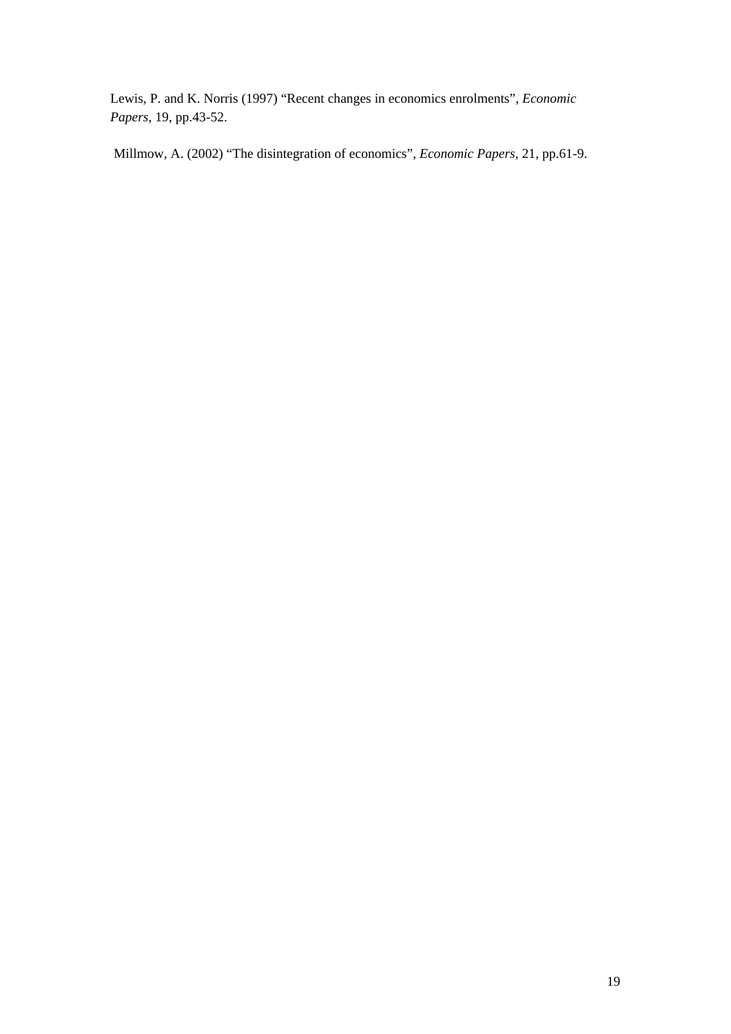Lewis, P. and K. Norris (1997) "Recent changes in economics enrolments", *Economic Papers*, 19, pp.43-52.

Millmow, A. (2002) "The disintegration of economics", *Economic Papers*, 21, pp.61-9.